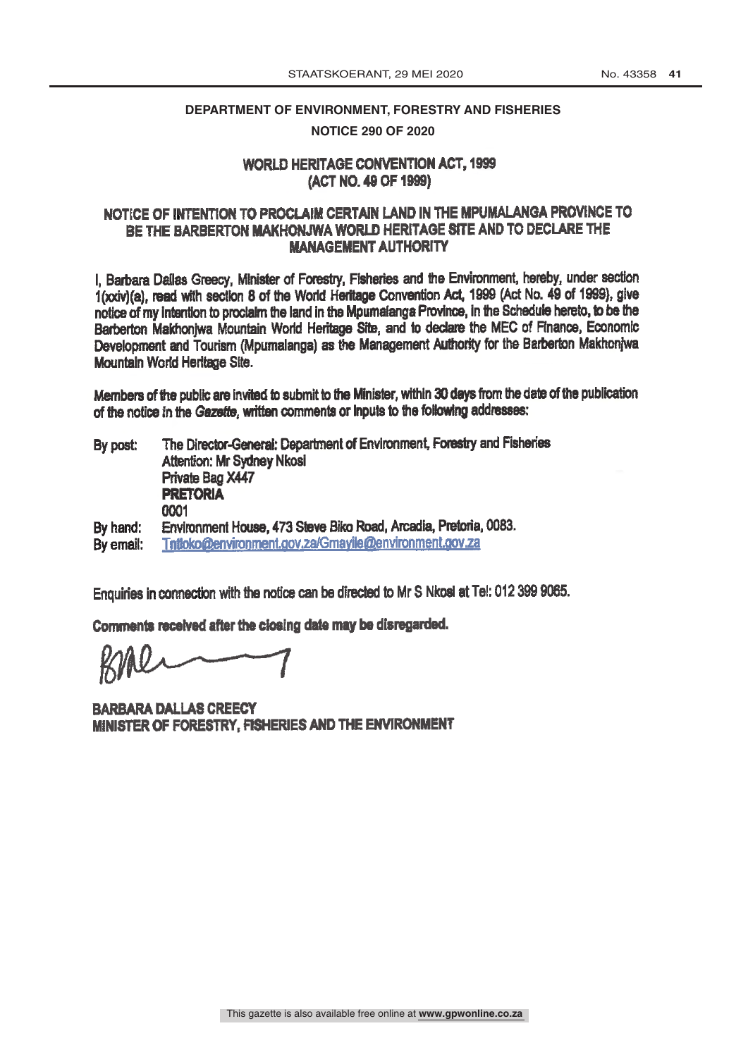# DEPARTMENT OF ENVIRONMENT, FORESTRY AND FISHERIES

## NOTICE 290 OF 2020

## WORLD HERITAGE CONVENTION ACT, 1999
## (ACT NO. 49 OF 1999)

## NOTICE OF INTENTION TO PROCLAIM CERTAIN LAND IN THE MPUMALANGA PROVINCE TO BE THE BARBERTON MAKHONJWA WORLD HERITAGE SITE AND TO DECLARE THE MANAGEMENT AUTHORITY

I, Barbara Dallas Greecy, Minister of Forestry, Fisheries and the Environment, hereby, under section 1(xxiv)(a), read with section 8 of the World Heritage Convention Act, 1999 (Act No. 49 of 1999), give notice of my intention to proclaim the land in the Mpumalanga Province, in the Schedule hereto, to be the Barberton Makhonjwa Mountain World Heritage Site, and to declare the MEC of Finance, Economic Development and Tourism (Mpumalanga) as the Management Authority for the Barberton Makhonjwa Mountain World Heritage Site.

Members of the public are invited to submit to the Minister, within 30 days from the date of the publication of the notice in the *Gazette*, written comments or inputs to the following addresses:

By post: The Director-General: Department of Environment, Forestry and Fisheries
Attention: Mr Sydney Nkosi
Private Bag X447
**PRETORIA**
0001

By hand: Environment House, 473 Steve Biko Road, Arcadia, Pretoria, 0083.

By email: Tntloko@environment.gov.za/Gmayile@environment.gov.za

Enquiries in connection with the notice can be directed to Mr S Nkosi at Tel: 012 399 9065.

**Comments received after the closing date may be disregarded.**

**BARBARA DALLAS CREECY**
**MINISTER OF FORESTRY, FISHERIES AND THE ENVIRONMENT**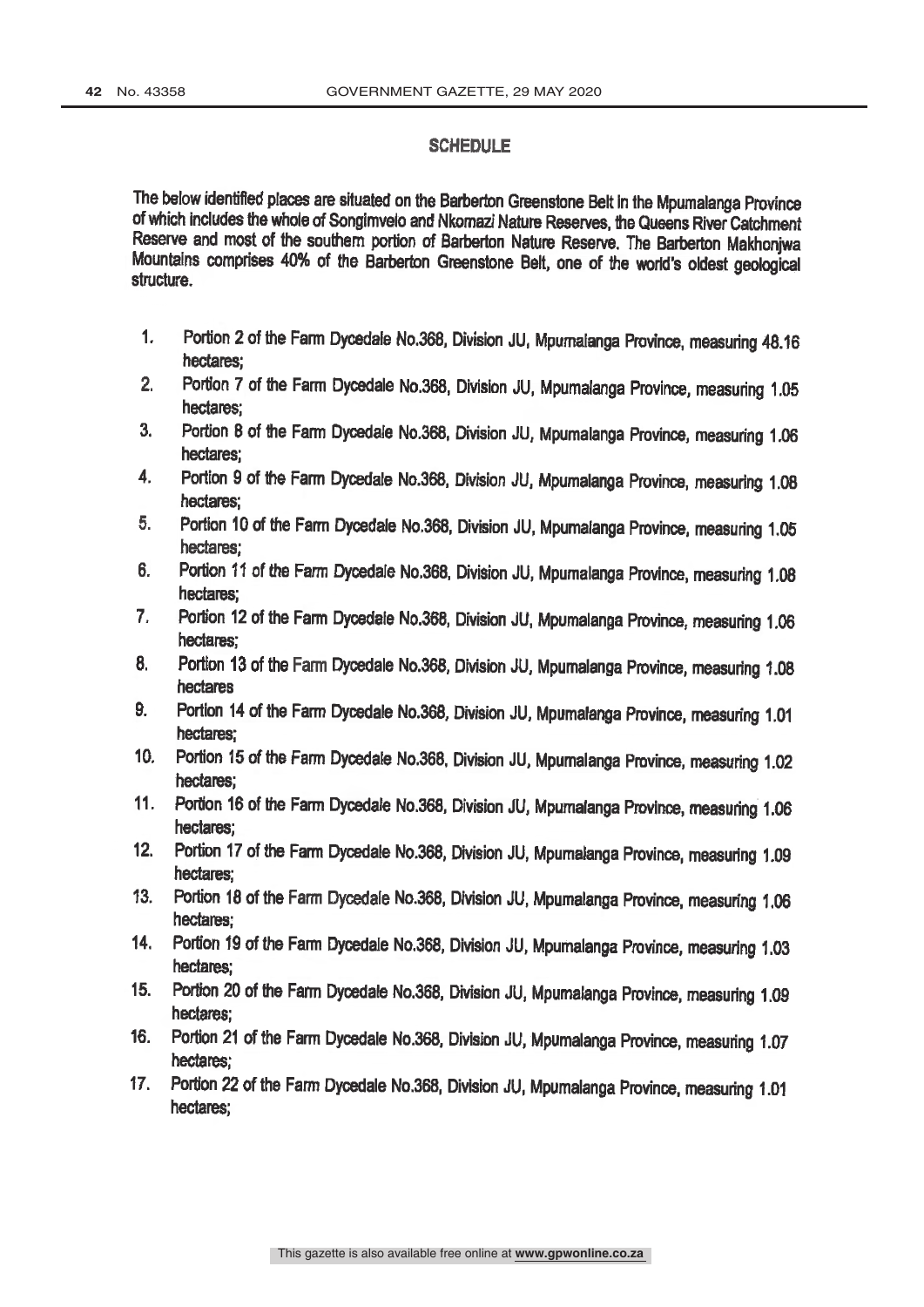## SCHEDULE

The below identified places are situated on the Barberton Greenstone Belt in the Mpumalanga Province of which includes the whole of Songimvelo and Nkomazi Nature Reserves, the Queens River Catchment Reserve and most of the southern portion of Barberton Nature Reserve. The Barberton Makhonjwa Mountains comprises 40% of the Barberton Greenstone Belt, one of the world's oldest geological structure.

1. Portion 2 of the Farm Dycedale No.368, Division JU, Mpumalanga Province, measuring 48.16 hectares;
2. Portion 7 of the Farm Dycedale No.368, Division JU, Mpumalanga Province, measuring 1.05 hectares;
3. Portion 8 of the Farm Dycedale No.368, Division JU, Mpumalanga Province, measuring 1.06 hectares;
4. Portion 9 of the Farm Dycedale No.368, Division JU, Mpumalanga Province, measuring 1.08 hectares;
5. Portion 10 of the Farm Dycedale No.368, Division JU, Mpumalanga Province, measuring 1.05 hectares;
6. Portion 11 of the Farm Dycedale No.368, Division JU, Mpumalanga Province, measuring 1.08 hectares;
7. Portion 12 of the Farm Dycedale No.368, Division JU, Mpumalanga Province, measuring 1.06 hectares;
8. Portion 13 of the Farm Dycedale No.368, Division JU, Mpumalanga Province, measuring 1.08 hectares
9. Portion 14 of the Farm Dycedale No.368, Division JU, Mpumalanga Province, measuring 1.01 hectares;
10. Portion 15 of the Farm Dycedale No.368, Division JU, Mpumalanga Province, measuring 1.02 hectares;
11. Portion 16 of the Farm Dycedale No.368, Division JU, Mpumalanga Province, measuring 1.06 hectares;
12. Portion 17 of the Farm Dycedale No.368, Division JU, Mpumalanga Province, measuring 1.09 hectares;
13. Portion 18 of the Farm Dycedale No.368, Division JU, Mpumalanga Province, measuring 1.06 hectares;
14. Portion 19 of the Farm Dycedale No.368, Division JU, Mpumalanga Province, measuring 1.03 hectares;
15. Portion 20 of the Farm Dycedale No.368, Division JU, Mpumalanga Province, measuring 1.09 hectares;
16. Portion 21 of the Farm Dycedale No.368, Division JU, Mpumalanga Province, measuring 1.07 hectares;
17. Portion 22 of the Farm Dycedale No.368, Division JU, Mpumalanga Province, measuring 1.01 hectares;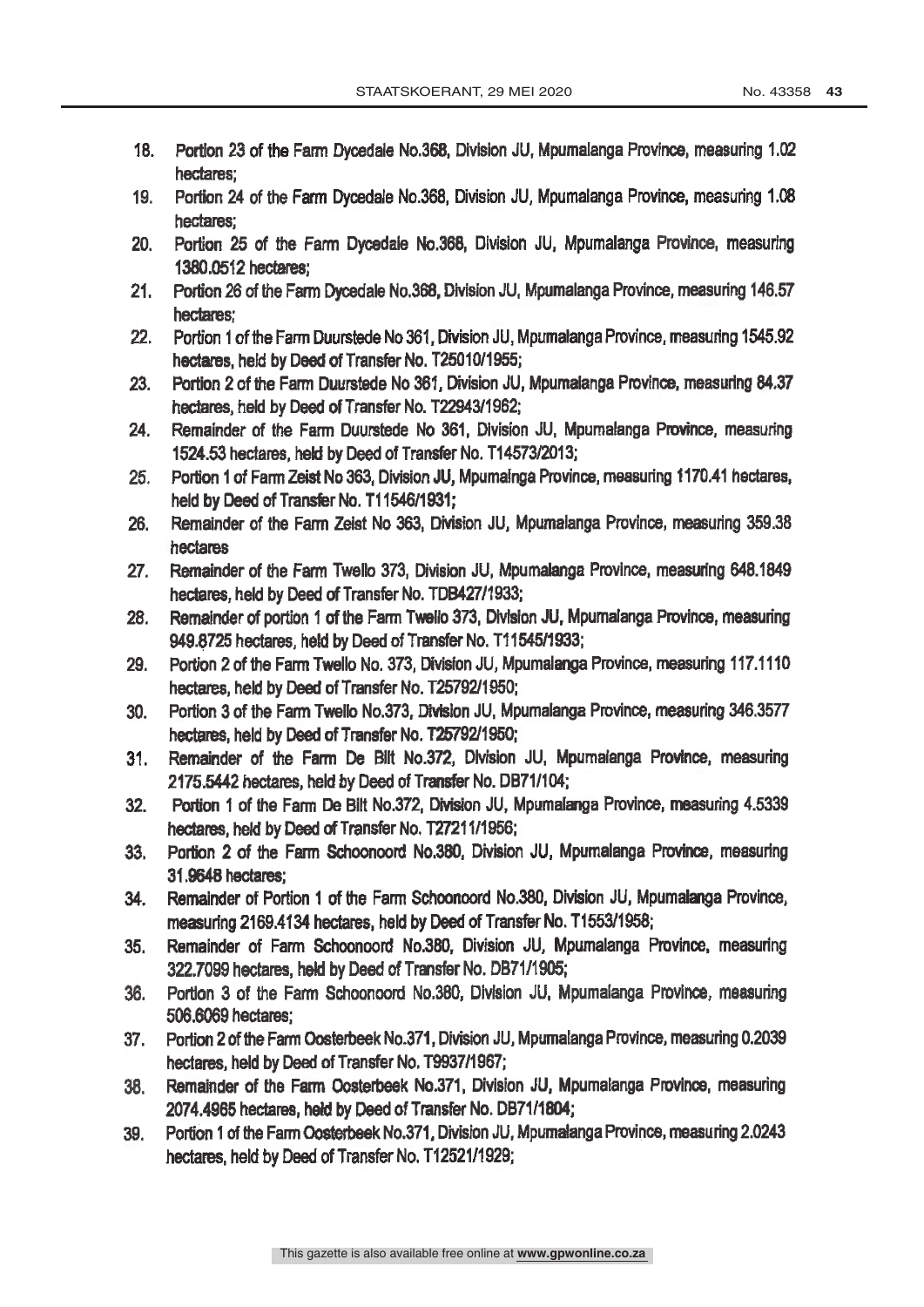18. Portion 23 of the Farm Dycedale No.368, Division JU, Mpumalanga Province, measuring 1.02 hectares;
19. Portion 24 of the Farm Dycedale No.368, Division JU, Mpumalanga Province, measuring 1.08 hectares;
20. Portion 25 of the Farm Dycedale No.368, Division JU, Mpumalanga Province, measuring 1380.0512 hectares;
21. Portion 26 of the Farm Dycedale No.368, Division JU, Mpumalanga Province, measuring 146.57 hectares;
22. Portion 1 of the Farm Duurstede No 361, Division JU, Mpumalanga Province, measuring 1545.92 hectares, held by Deed of Transfer No. T25010/1955;
23. Portion 2 of the Farm Duurstede No 361, Division JU, Mpumalanga Province, measuring 84.37 hectares, held by Deed of Transfer No. T22943/1962;
24. Remainder of the Farm Duurstede No 361, Division JU, Mpumalanga Province, measuring 1524.53 hectares, held by Deed of Transfer No. T14573/2013;
25. Portion 1 of Farm Zeist No 363, Division JU, Mpumainga Province, measuring 1170.41 hectares, held by Deed of Transfer No. T11546/1931;
26. Remainder of the Farm Zeist No 363, Division JU, Mpumalanga Province, measuring 359.38 hectares
27. Remainder of the Farm Twello 373, Division JU, Mpumalanga Province, measuring 648.1849 hectares, held by Deed of Transfer No. TDB427/1933;
28. Remainder of portion 1 of the Farm Twello 373, Division JU, Mpumalanga Province, measuring 949.8725 hectares, held by Deed of Transfer No. T11545/1933;
29. Portion 2 of the Farm Twello No. 373, Division JU, Mpumalanga Province, measuring 117.1110 hectares, held by Deed of Transfer No. T25792/1950;
30. Portion 3 of the Farm Twello No.373, Division JU, Mpumalanga Province, measuring 346.3577 hectares, held by Deed of Transfer No. T25792/1950;
31. Remainder of the Farm De Bilt No.372, Division JU, Mpumalanga Province, measuring 2175.5442 hectares, held by Deed of Transfer No. DB71/104;
32. Portion 1 of the Farm De Bilt No.372, Division JU, Mpumalanga Province, measuring 4.5339 hectares, held by Deed of Transfer No. T27211/1956;
33. Portion 2 of the Farm Schoonoord No.380, Division JU, Mpumalanga Province, measuring 31.9648 hectares;
34. Remainder of Portion 1 of the Farm Schoonoord No.380, Division JU, Mpumalanga Province, measuring 2169.4134 hectares, held by Deed of Transfer No. T1553/1958;
35. Remainder of Farm Schoonoord No.380, Division JU, Mpumalanga Province, measuring 322.7099 hectares, held by Deed of Transfer No. DB71/1905;
36. Portion 3 of the Farm Schoonoord No.380, Division JU, Mpumalanga Province, measuring 506.6069 hectares;
37. Portion 2 of the Farm Oosterbeek No.371, Division JU, Mpumalanga Province, measuring 0.2039 hectares, held by Deed of Transfer No. T9937/1967;
38. Remainder of the Farm Oosterbeek No.371, Division JU, Mpumalanga Province, measuring 2074.4965 hectares, held by Deed of Transfer No. DB71/1804;
39. Portion 1 of the Farm Oosterbeek No.371, Division JU, Mpumalanga Province, measuring 2.0243 hectares, held by Deed of Transfer No. T12521/1929;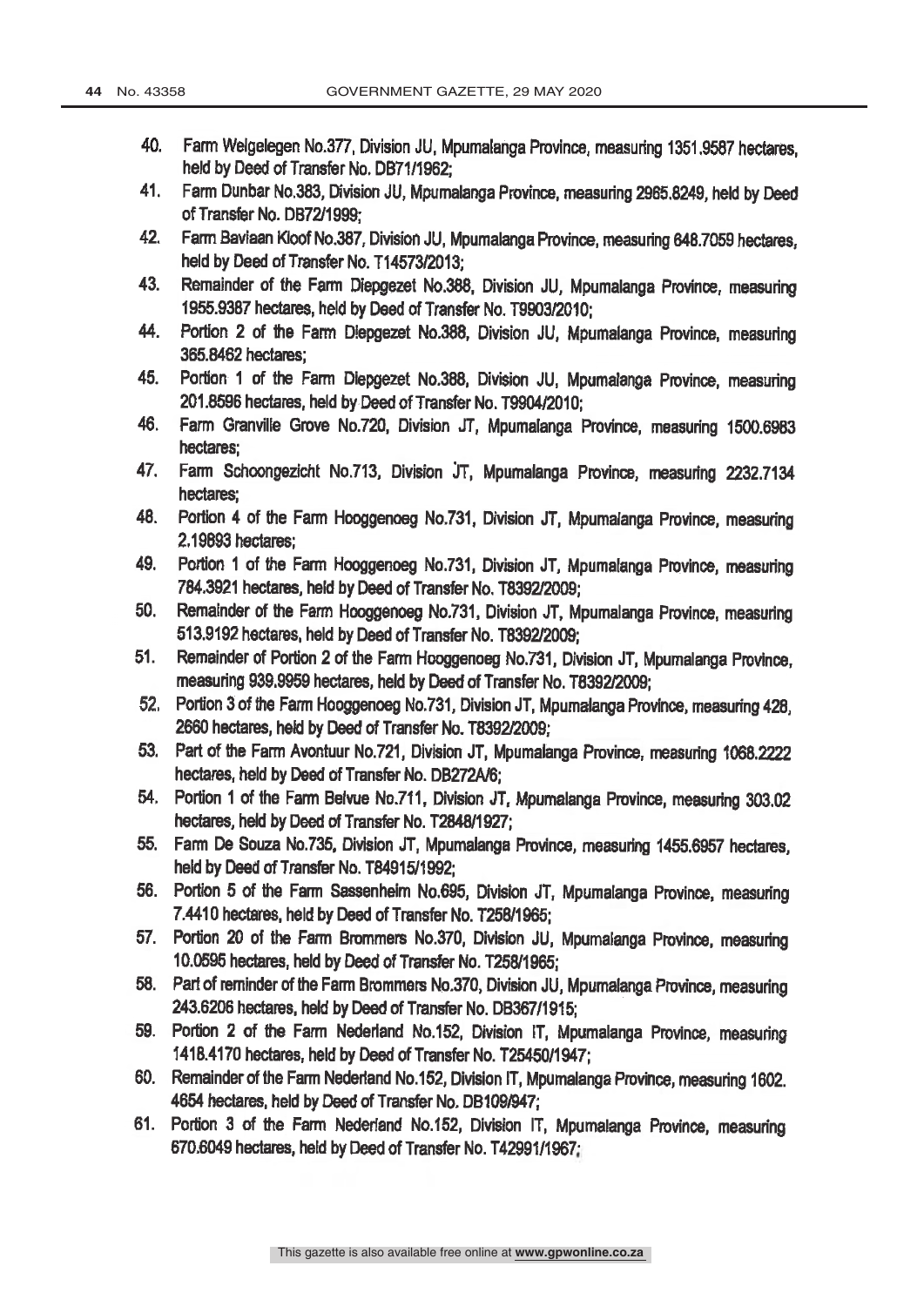40. Farm Welgelegen No.377, Division JU, Mpumalanga Province, measuring 1351.9587 hectares, held by Deed of Transfer No. DB71/1962;
41. Farm Dunbar No.383, Division JU, Mpumalanga Province, measuring 2965.8249, held by Deed of Transfer No. DB72/1999;
42. Farm Baviaan Kloof No.387, Division JU, Mpumalanga Province, measuring 648.7059 hectares, held by Deed of Transfer No. T14573/2013;
43. Remainder of the Farm Diepgezet No.388, Division JU, Mpumalanga Province, measuring 1955.9387 hectares, held by Deed of Transfer No. T9903/2010;
44. Portion 2 of the Farm Diepgezet No.388, Division JU, Mpumalanga Province, measuring 365.8462 hectares;
45. Portion 1 of the Farm Diepgezet No.388, Division JU, Mpumalanga Province, measuring 201.8596 hectares, held by Deed of Transfer No. T9904/2010;
46. Farm Granville Grove No.720, Division JT, Mpumalanga Province, measuring 1500.6983 hectares;
47. Farm Schoongezicht No.713, Division JT, Mpumalanga Province, measuring 2232.7134 hectares;
48. Portion 4 of the Farm Hooggenoeg No.731, Division JT, Mpumalanga Province, measuring 2.19893 hectares;
49. Portion 1 of the Farm Hooggenoeg No.731, Division JT, Mpumalanga Province, measuring 784.3921 hectares, held by Deed of Transfer No. T8392/2009;
50. Remainder of the Farm Hooggenoeg No.731, Division JT, Mpumalanga Province, measuring 513.9192 hectares, held by Deed of Transfer No. T8392/2009;
51. Remainder of Portion 2 of the Farm Hooggenoeg No.731, Division JT, Mpumalanga Province, measuring 939.9959 hectares, held by Deed of Transfer No. T8392/2009;
52. Portion 3 of the Farm Hooggenoeg No.731, Division JT, Mpumalanga Province, measuring 428, 2660 hectares, held by Deed of Transfer No. T8392/2009;
53. Part of the Farm Avontuur No.721, Division JT, Mpumalanga Province, measuring 1068.2222 hectares, held by Deed of Transfer No. DB272A/6;
54. Portion 1 of the Farm Belvue No.711, Division JT, Mpumalanga Province, measuring 303.02 hectares, held by Deed of Transfer No. T2848/1927;
55. Farm De Souza No.735, Division JT, Mpumalanga Province, measuring 1455.6957 hectares, held by Deed of Transfer No. T84915/1992;
56. Portion 5 of the Farm Sassenheim No.695, Division JT, Mpumalanga Province, measuring 7.4410 hectares, held by Deed of Transfer No. T258/1965;
57. Portion 20 of the Farm Brommers No.370, Division JU, Mpumalanga Province, measuring 10.0595 hectares, held by Deed of Transfer No. T258/1965;
58. Part of reminder of the Farm Brommers No.370, Division JU, Mpumalanga Province, measuring 243.6206 hectares, held by Deed of Transfer No. DB367/1915;
59. Portion 2 of the Farm Nederland No.152, Division IT, Mpumalanga Province, measuring 1418.4170 hectares, held by Deed of Transfer No. T25450/1947;
60. Remainder of the Farm Nederland No.152, Division IT, Mpumalanga Province, measuring 1602. 4654 hectares, held by Deed of Transfer No. DB109/947;
61. Portion 3 of the Farm Nederland No.152, Division IT, Mpumalanga Province, measuring 670.6049 hectares, held by Deed of Transfer No. T42991/1967;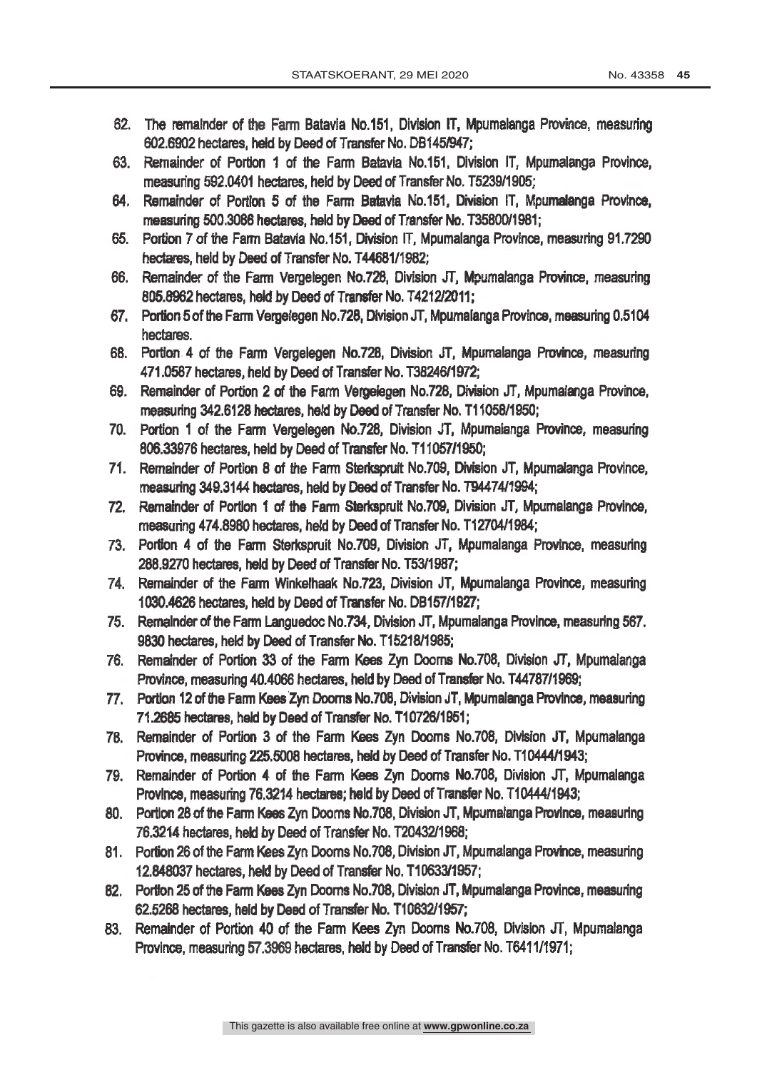62. The remainder of the Farm Batavia No.151, Division IT, Mpumalanga Province, measuring 602.6902 hectares, held by Deed of Transfer No. DB145/947;
63. Remainder of Portion 1 of the Farm Batavia No.151, Division IT, Mpumalanga Province, measuring 592.0401 hectares, held by Deed of Transfer No. T5239/1905;
64. Remainder of Portion 5 of the Farm Batavia No.151, Division IT, Mpumalanga Province, measuring 500.3086 hectares, held by Deed of Transfer No. T35800/1981;
65. Portion 7 of the Farm Batavia No.151, Division IT, Mpumalanga Province, measuring 91.7290 hectares, held by Deed of Transfer No. T44681/1982;
66. Remainder of the Farm Vergelegen No.728, Division JT, Mpumalanga Province, measuring 805.8962 hectares, held by Deed of Transfer No. T4212/2011;
67. Portion 5 of the Farm Vergelegen No.728, Division JT, Mpumalanga Province, measuring 0.5104 hectares.
68. Portion 4 of the Farm Vergelegen No.728, Division JT, Mpumalanga Province, measuring 471.0587 hectares, held by Deed of Transfer No. T38246/1972;
69. Remainder of Portion 2 of the Farm Vergelegen No.728, Division JT, Mpumalanga Province, measuring 342.6128 hectares, held by Deed of Transfer No. T11058/1950;
70. Portion 1 of the Farm Vergelegen No.728, Division JT, Mpumalanga Province, measuring 806.33976 hectares, held by Deed of Transfer No. T11057/1950;
71. Remainder of Portion 8 of the Farm Sterkspruit No.709, Division JT, Mpumalanga Province, measuring 349.3144 hectares, held by Deed of Transfer No. T94474/1994;
72. Remainder of Portion 1 of the Farm Sterkspruit No.709, Division JT, Mpumalanga Province, measuring 474.8980 hectares, held by Deed of Transfer No. T12704/1984;
73. Portion 4 of the Farm Sterkspruit No.709, Division JT, Mpumalanga Province, measuring 288.9270 hectares, held by Deed of Transfer No. T53/1987;
74. Remainder of the Farm Winkelhaak No.723, Division JT, Mpumalanga Province, measuring 1030.4626 hectares, held by Deed of Transfer No. DB157/1927;
75. Remainder of the Farm Languedoc No.734, Division JT, Mpumalanga Province, measuring 567. 9830 hectares, held by Deed of Transfer No. T15218/1985;
76. Remainder of Portion 33 of the Farm Kees Zyn Dooms No.708, Division JT, Mpumalanga Province, measuring 40.4066 hectares, held by Deed of Transfer No. T44787/1969;
77. Portion 12 of the Farm Kees Zyn Dooms No.708, Division JT, Mpumalanga Province, measuring 71.2685 hectares, held by Deed of Transfer No. T10726/1951;
78. Remainder of Portion 3 of the Farm Kees Zyn Dooms No.708, Division JT, Mpumalanga Province, measuring 225.5008 hectares, held by Deed of Transfer No. T10444/1943;
79. Remainder of Portion 4 of the Farm Kees Zyn Dooms No.708, Division JT, Mpumalanga Province, measuring 76.3214 hectares; held by Deed of Transfer No. T10444/1943;
80. Portion 28 of the Farm Kees Zyn Dooms No.708, Division JT, Mpumalanga Province, measuring 76.3214 hectares, held by Deed of Transfer No. T20432/1968;
81. Portion 26 of the Farm Kees Zyn Dooms No.708, Division JT, Mpumalanga Province, measuring 12.848037 hectares, held by Deed of Transfer No. T10633/1957;
82. Portion 25 of the Farm Kees Zyn Dooms No.708, Division JT, Mpumalanga Province, measuring 62.5268 hectares, held by Deed of Transfer No. T10632/1957;
83. Remainder of Portion 40 of the Farm Kees Zyn Dooms No.708, Division JT, Mpumalanga Province, measuring 57.3969 hectares, held by Deed of Transfer No. T6411/1971;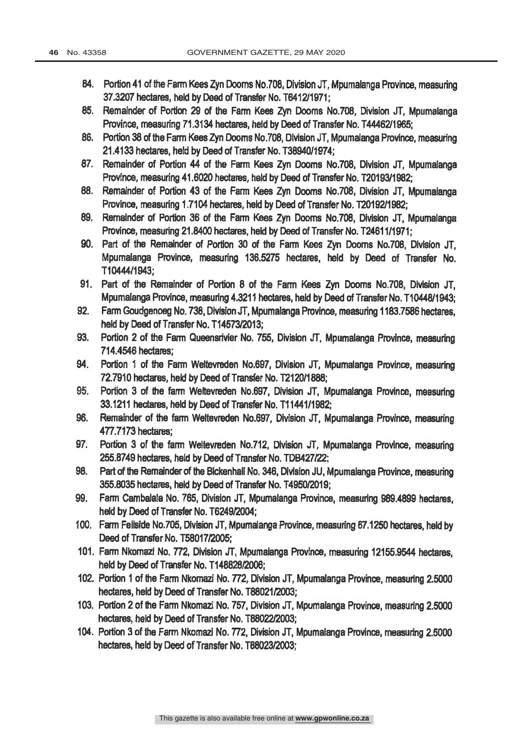84. Portion 41 of the Farm Kees Zyn Dooms No.708, Division JT, Mpumalanga Province, measuring 37.3207 hectares, held by Deed of Transfer No. T6412/1971;
85. Remainder of Portion 29 of the Farm Kees Zyn Dooms No.708, Division JT, Mpumalanga Province, measuring 71.3134 hectares, held by Deed of Transfer No. T44462/1965;
86. Portion 38 of the Farm Kees Zyn Dooms No.708, Division JT, Mpumalanga Province, measuring 21.4133 hectares, held by Deed of Transfer No. T38940/1974;
87. Remainder of Portion 44 of the Farm Kees Zyn Dooms No.708, Division JT, Mpumalanga Province, measuring 41.6020 hectares, held by Deed of Transfer No. T20193/1982;
88. Remainder of Portion 43 of the Farm Kees Zyn Dooms No.708, Division JT, Mpumalanga Province, measuring 1.7104 hectares, held by Deed of Transfer No. T20192/1982;
89. Remainder of Portion 36 of the Farm Kees Zyn Dooms No.708, Division JT, Mpumalanga Province, measuring 21.8400 hectares, held by Deed of Transfer No. T24611/1971;
90. Part of the Remainder of Portion 30 of the Farm Kees Zyn Dooms No.708, Division JT, Mpumalanga Province, measuring 136.5275 hectares, held by Deed of Transfer No. T10444/1943;
91. Part of the Remainder of Portion 8 of the Farm Kees Zyn Dooms No.708, Division JT, Mpumalanga Province, measuring 4.3211 hectares, held by Deed of Transfer No. T10448/1943;
92. Farm Goudgenoeg No. 738, Division JT, Mpumalanga Province, measuring 1183.7586 hectares, held by Deed of Transfer No. T14573/2013;
93. Portion 2 of the Farm Queensrivier No. 755, Division JT, Mpumalanga Province, measuring 714.4546 hectares;
94. Portion 1 of the Farm Weltevreden No.697, Division JT, Mpumalanga Province, measuring 72.7910 hectares, held by Deed of Transfer No. T2120/1888;
95. Portion 3 of the farm Weltevreden No.697, Division JT, Mpumalanga Province, measuring 33.1211 hectares, held by Deed of Transfer No. T11441/1982;
96. Remainder of the farm Weltevreden No.697, Division JT, Mpumalanga Province, measuring 477.7173 hectares;
97. Portion 3 of the farm Weltevreden No.712, Division JT, Mpumalanga Province, measuring 255.8749 hectares, held by Deed of Transfer No. TDB427/22;
98. Part of the Remainder of the Bickenhall No. 346, Division JU, Mpumalanga Province, measuring 355.8035 hectares, held by Deed of Transfer No. T4950/2019;
99. Farm Cambalala No. 765, Division JT, Mpumalanga Province, measuring 989.4899 hectares, held by Deed of Transfer No. T6249/2004;
100. Farm Fellside No.705, Division JT, Mpumalanga Province, measuring 67.1250 hectares, held by Deed of Transfer No. T58017/2005;
101. Farm Nkomazi No. 772, Division JT, Mpumalanga Province, measuring 12155.9544 hectares, held by Deed of Transfer No. T148828/2006;
102. Portion 1 of the Farm Nkomazi No. 772, Division JT, Mpumalanga Province, measuring 2.5000 hectares, held by Deed of Transfer No. T88021/2003;
103. Portion 2 of the Farm Nkomazi No. 757, Division JT, Mpumalanga Province, measuring 2.5000 hectares, held by Deed of Transfer No. T88022/2003;
104. Portion 3 of the Farm Nkomazi No. 772, Division JT, Mpumalanga Province, measuring 2.5000 hectares, held by Deed of Transfer No. T88023/2003;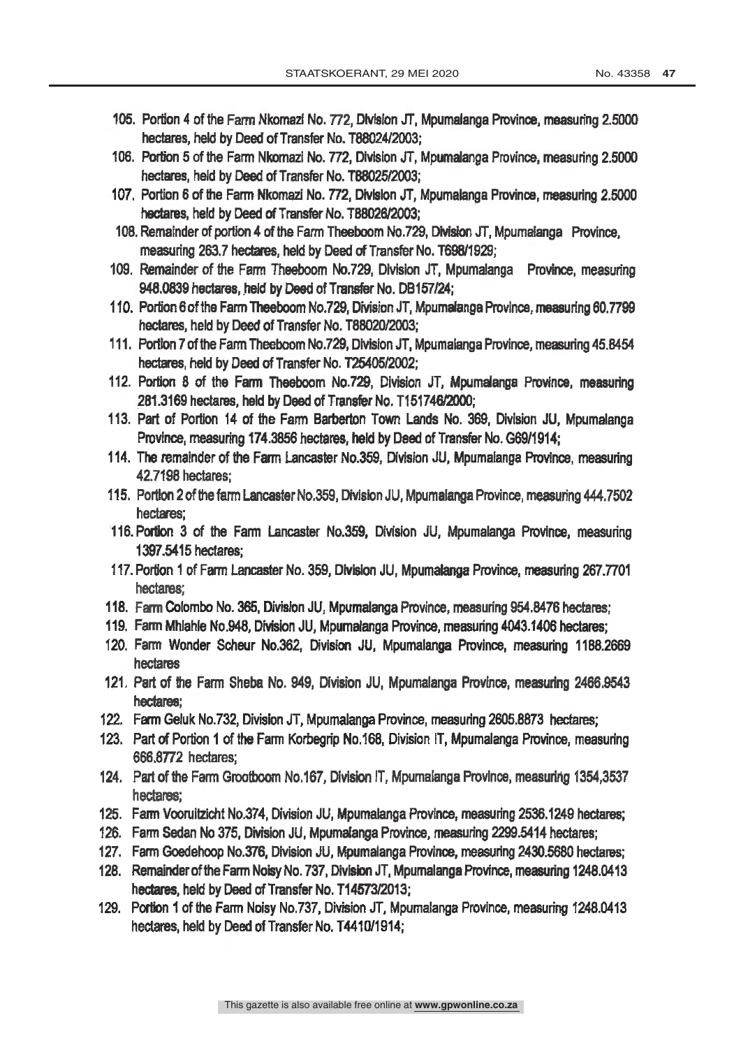105. Portion 4 of the Farm Nkomazi No. 772, Division JT, Mpumalanga Province, measuring 2.5000 hectares, held by Deed of Transfer No. T88024/2003;
106. Portion 5 of the Farm Nkomazi No. 772, Division JT, Mpumalanga Province, measuring 2.5000 hectares, held by Deed of Transfer No. T88025/2003;
107. Portion 6 of the Farm Nkomazi No. 772, Division JT, Mpumalanga Province, measuring 2.5000 hectares, held by Deed of Transfer No. T88026/2003;
108. Remainder of portion 4 of the Farm Theeboom No.729, Division JT, Mpumalanga Province, measuring 263.7 hectares, held by Deed of Transfer No. T698/1929;
109. Remainder of the Farm Theeboom No.729, Division JT, Mpumalanga Province, measuring 948.0839 hectares, held by Deed of Transfer No. DB157/24;
110. Portion 6 of the Farm Theeboom No.729, Division JT, Mpumalanga Province, measuring 60.7799 hectares, held by Deed of Transfer No. T88020/2003;
111. Portion 7 of the Farm Theeboom No.729, Division JT, Mpumalanga Province, measuring 45.8454 hectares, held by Deed of Transfer No. T25405/2002;
112. Portion 8 of the Farm Theeboom No.729, Division JT, Mpumalanga Province, measuring 281.3169 hectares, held by Deed of Transfer No. T151746/2000;
113. Part of Portion 14 of the Farm Barberton Town Lands No. 369, Division JU, Mpumalanga Province, measuring 174.3856 hectares, held by Deed of Transfer No. G69/1914;
114. The remainder of the Farm Lancaster No.359, Division JU, Mpumalanga Province, measuring 42.7198 hectares;
115. Portion 2 of the farm Lancaster No.359, Division JU, Mpumalanga Province, measuring 444.7502 hectares;
116. Portion 3 of the Farm Lancaster No.359, Division JU, Mpumalanga Province, measuring 1397.5415 hectares;
117. Portion 1 of Farm Lancaster No. 359, Division JU, Mpumalanga Province, measuring 267.7701 hectares;
118. Farm Colombo No. 365, Division JU, Mpumalanga Province, measuring 954.8476 hectares;
119. Farm Mhlahle No.948, Division JU, Mpumalanga Province, measuring 4043.1406 hectares;
120. Farm Wonder Scheur No.362, Division JU, Mpumalanga Province, measuring 1188.2669 hectares
121. Part of the Farm Sheba No. 949, Division JU, Mpumalanga Province, measuring 2466.9543 hectares;
122. Farm Geluk No.732, Division JT, Mpumalanga Province, measuring 2605.8873 hectares;
123. Part of Portion 1 of the Farm Korbegrip No.168, Division IT, Mpumalanga Province, measuring 666.8772 hectares;
124. Part of the Farm Grootboom No.167, Division IT, Mpumalanga Province, measuring 1354,3537 hectares;
125. Farm Vooruitzicht No.374, Division JU, Mpumalanga Province, measuring 2536.1249 hectares;
126. Farm Sedan No 375, Division JU, Mpumalanga Province, measuring 2299.5414 hectares;
127. Farm Goedehoop No.376, Division JU, Mpumalanga Province, measuring 2430.5680 hectares;
128. Remainder of the Farm Noisy No. 737, Division JT, Mpumalanga Province, measuring 1248.0413 hectares, held by Deed of Transfer No. T14573/2013;
129. Portion 1 of the Farm Noisy No.737, Division JT, Mpumalanga Province, measuring 1248.0413 hectares, held by Deed of Transfer No. T4410/1914;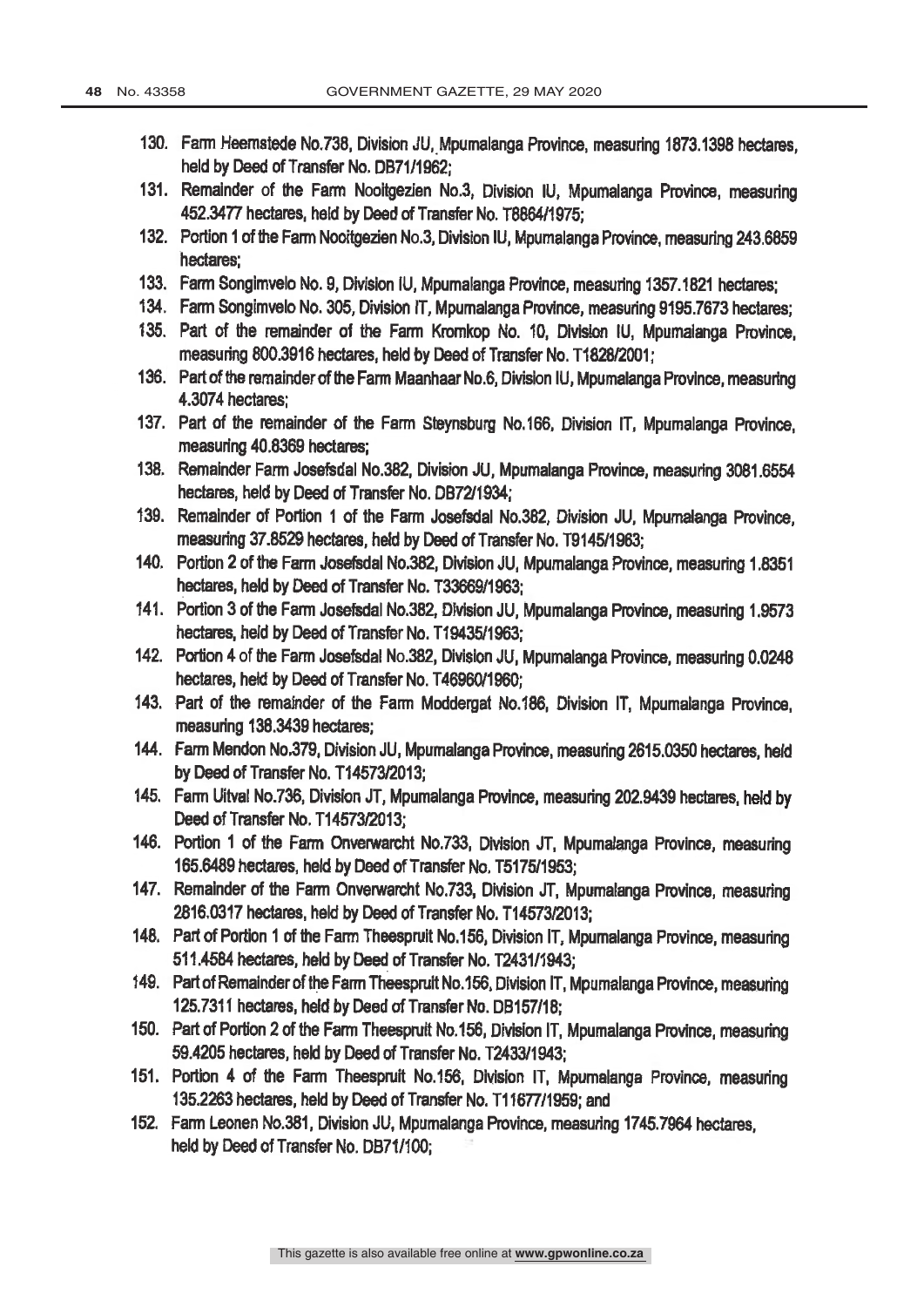130. Farm Heemstede No.738, Division JU, Mpumalanga Province, measuring 1873.1398 hectares, held by Deed of Transfer No. DB71/1962;
131. Remainder of the Farm Nooitgezien No.3, Division IU, Mpumalanga Province, measuring 452.3477 hectares, held by Deed of Transfer No. T8864/1975;
132. Portion 1 of the Farm Nooitgezien No.3, Division IU, Mpumalanga Province, measuring 243.6859 hectares;
133. Farm Songimvelo No. 9, Division IU, Mpumalanga Province, measuring 1357.1821 hectares;
134. Farm Songimvelo No. 305, Division IT, Mpumalanga Province, measuring 9195.7673 hectares;
135. Part of the remainder of the Farm Kromkop No. 10, Division IU, Mpumalanga Province, measuring 800.3916 hectares, held by Deed of Transfer No. T1828/2001;
136. Part of the remainder of the Farm Maanhaar No.6, Division IU, Mpumalanga Province, measuring 4.3074 hectares;
137. Part of the remainder of the Farm Steynsburg No.166, Division IT, Mpumalanga Province, measuring 40.8369 hectares;
138. Remainder Farm Josefsdal No.382, Division JU, Mpumalanga Province, measuring 3081.6554 hectares, held by Deed of Transfer No. DB72/1934;
139. Remainder of Portion 1 of the Farm Josefsdal No.382, Division JU, Mpumalanga Province, measuring 37.8529 hectares, held by Deed of Transfer No. T9145/1963;
140. Portion 2 of the Farm Josefsdal No.382, Division JU, Mpumalanga Province, measuring 1.8351 hectares, held by Deed of Transfer No. T33669/1963;
141. Portion 3 of the Farm Josefsdal No.382, Division JU, Mpumalanga Province, measuring 1.9573 hectares, held by Deed of Transfer No. T19435/1963;
142. Portion 4 of the Farm Josefsdal No.382, Division JU, Mpumalanga Province, measuring 0.0248 hectares, held by Deed of Transfer No. T46960/1960;
143. Part of the remainder of the Farm Moddergat No.186, Division IT, Mpumalanga Province, measuring 138.3439 hectares;
144. Farm Mendon No.379, Division JU, Mpumalanga Province, measuring 2615.0350 hectares, held by Deed of Transfer No. T14573/2013;
145. Farm Uitval No.736, Division JT, Mpumalanga Province, measuring 202.9439 hectares, held by Deed of Transfer No. T14573/2013;
146. Portion 1 of the Farm Onverwarcht No.733, Division JT, Mpumalanga Province, measuring 165.6489 hectares, held by Deed of Transfer No. T5175/1953;
147. Remainder of the Farm Onverwarcht No.733, Division JT, Mpumalanga Province, measuring 2816.0317 hectares, held by Deed of Transfer No. T14573/2013;
148. Part of Portion 1 of the Farm Theespruit No.156, Division IT, Mpumalanga Province, measuring 511.4584 hectares, held by Deed of Transfer No. T2431/1943;
149. Part of Remainder of the Farm Theespruit No.156, Division IT, Mpumalanga Province, measuring 125.7311 hectares, held by Deed of Transfer No. DB157/18;
150. Part of Portion 2 of the Farm Theespruit No.156, Division IT, Mpumalanga Province, measuring 59.4205 hectares, held by Deed of Transfer No. T2433/1943;
151. Portion 4 of the Farm Theespruit No.156, Division IT, Mpumalanga Province, measuring 135.2263 hectares, held by Deed of Transfer No. T11677/1959; and
152. Farm Leonen No.381, Division JU, Mpumalanga Province, measuring 1745.7964 hectares, held by Deed of Transfer No. DB71/100;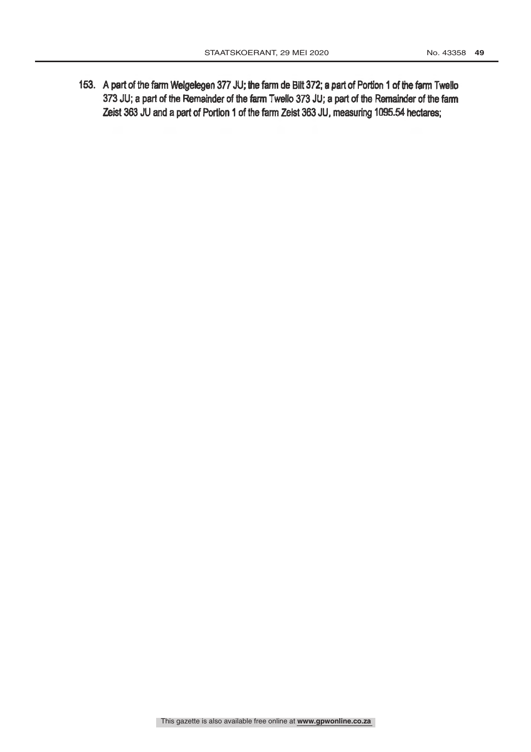153. A part of the farm Welgelegen 377 JU; the farm de Bilt 372; a part of Portion 1 of the farm Twello 373 JU; a part of the Remainder of the farm Twello 373 JU; a part of the Remainder of the farm Zeist 363 JU and a part of Portion 1 of the farm Zeist 363 JU, measuring 1095.54 hectares;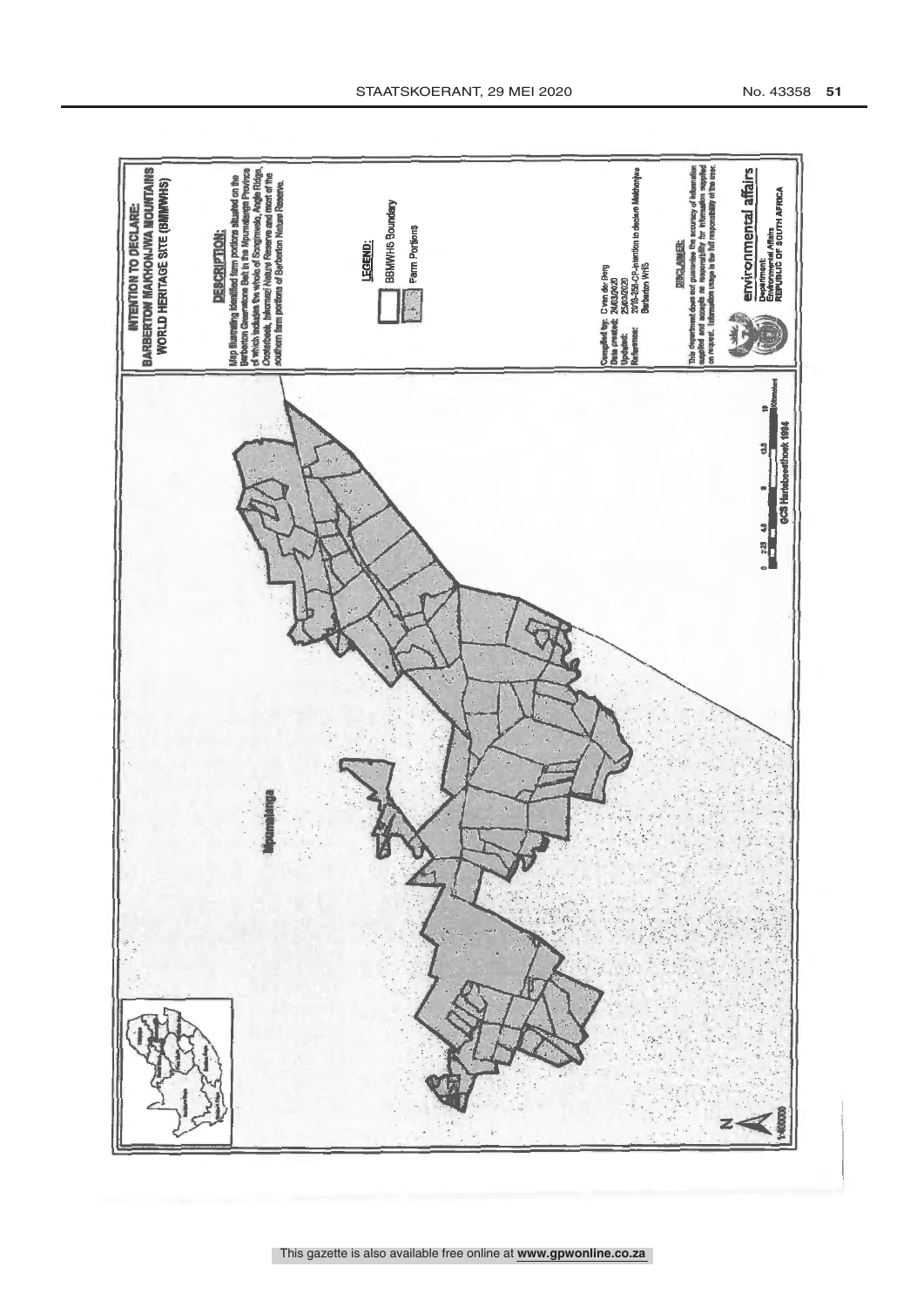INTENTION TO DECLARE:
BARBERTON MAKHONJWA MOUNTAINS WORLD HERITAGE SITE (BMMWHS)

DESCRIPTION:

Map illustrating identified farm portions situated on the Barberton Greenstone Belt in the Mpumalanga Province of which includes the whole of Songimvelo, Angle Ridge, Oosterbeek, Makmuzi Nature Reserve and most of the southern farm portions of Barberton Nature Reserve.

LEGEND:

BBMWHS Boundary

Farm Portions

Compiled by: C van der Berg
Date created: 24/03/2020
Updated: 25/03/2020
Reference: 2/78-550-CP-Intention to declare Makhonjwa Barberton WHS

DISCLAIMER:

This department does not guarantee the accuracy of information supplied and accepts no responsibility for information supplied on request. Information usage is the full responsibility of the user.

environmental affairs
Department:
Environmental Affairs
REPUBLIC OF SOUTH AFRICA

Mpumalanga

N

1:400000

0 2.25 4.5 9 13.5 18 Kilometers

GCS Hartebeesthoek 1994